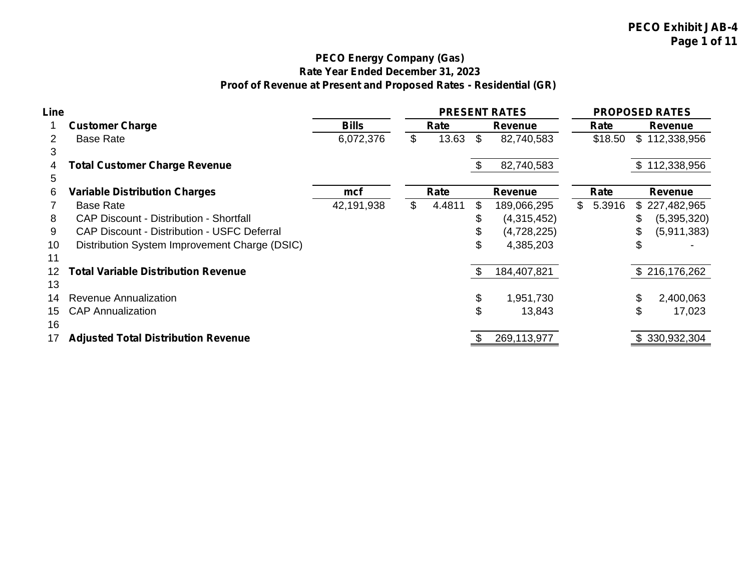**PECO Exhibit JAB-4**

# PECO Energy Company (Gas)
## Rate Year Ended December 31, 2023
## Proof of Revenue at Present and Proposed Rates - Residential (GR)

| Line | | | PRESENT RATES | | PROPOSED RATES | |
|---|---|---|---|---|---|---|
| 1 | **Customer Charge** | **Bills** | **Rate** | **Revenue** | **Rate** | **Revenue** |
| 2 | Base Rate | 6,072,376 | $ 13.63 | $ 82,740,583 | $18.50 | $ 112,338,956 |
| 3 | | | | | | |
| 4 | **Total Customer Charge Revenue** | | | $ 82,740,583 | | $ 112,338,956 |
| 5 | | | | | | |
| 6 | **Variable Distribution Charges** | **mcf** | **Rate** | **Revenue** | **Rate** | **Revenue** |
| 7 | Base Rate | 42,191,938 | $ 4.4811 | $ 189,066,295 | $ 5.3916 | $ 227,482,965 |
| 8 | CAP Discount - Distribution - Shortfall | | | $ (4,315,452) | | $ (5,395,320) |
| 9 | CAP Discount - Distribution - USFC Deferral | | | $ (4,728,225) | | $ (5,911,383) |
| 10 | Distribution System Improvement Charge (DSIC) | | | $ 4,385,203 | | $ - |
| 11 | | | | | | |
| 12 | **Total Variable Distribution Revenue** | | | $ 184,407,821 | | $ 216,176,262 |
| 13 | | | | | | |
| 14 | Revenue Annualization | | | $ 1,951,730 | | $ 2,400,063 |
| 15 | CAP Annualization | | | $ 13,843 | | $ 17,023 |
| 16 | | | | | | |
| 17 | **Adjusted Total Distribution Revenue** | | | $ 269,113,977 | | $ 330,932,304 |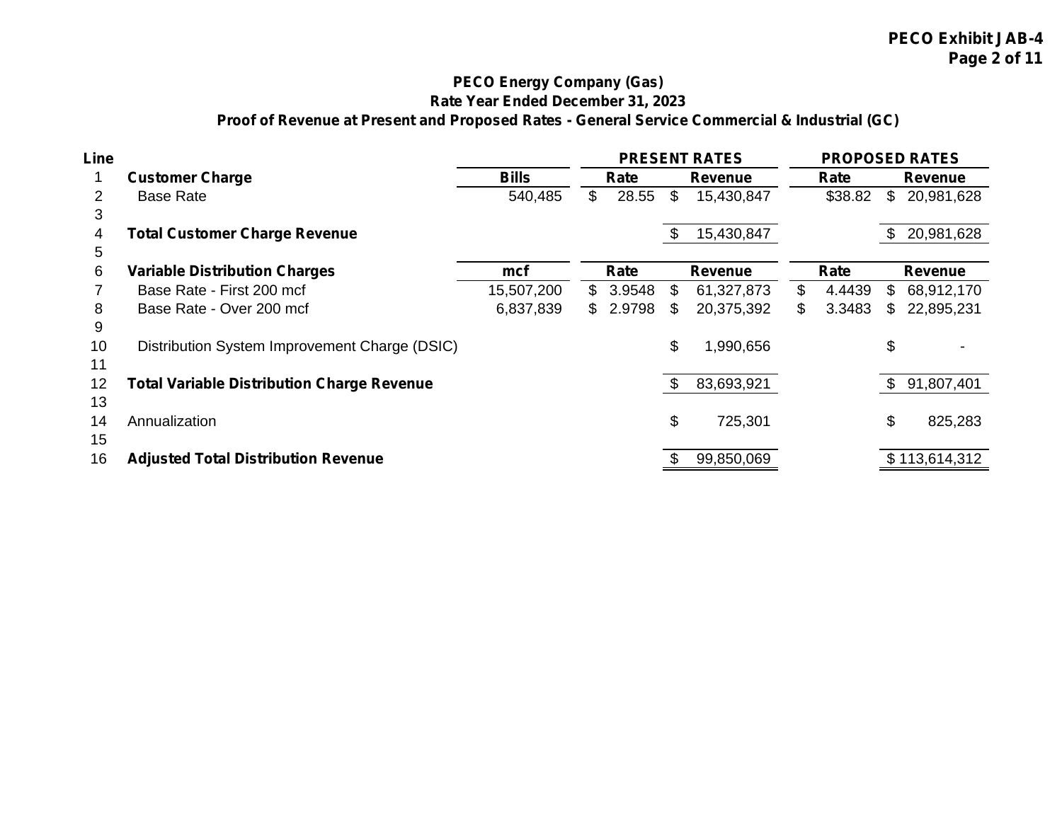**PECO Exhibit JAB-4**

## PECO Energy Company (Gas)
### Rate Year Ended December 31, 2023
### Proof of Revenue at Present and Proposed Rates - General Service Commercial & Industrial (GC)

| Line | | | PRESENT RATES | | PROPOSED RATES | |
|---|---|---|---|---|---|---|
| 1 | **Customer Charge** | **Bills** | **Rate** | **Revenue** | **Rate** | **Revenue** |
| 2 | Base Rate | 540,485 | $ 28.55 | $ 15,430,847 | $38.82 | $ 20,981,628 |
| 3 | | | | | | |
| 4 | **Total Customer Charge Revenue** | | | $ 15,430,847 | | $ 20,981,628 |
| 5 | | | | | | |
| 6 | **Variable Distribution Charges** | **mcf** | **Rate** | **Revenue** | **Rate** | **Revenue** |
| 7 | Base Rate - First 200 mcf | 15,507,200 | $ 3.9548 | $ 61,327,873 | $ 4.4439 | $ 68,912,170 |
| 8 | Base Rate - Over 200 mcf | 6,837,839 | $ 2.9798 | $ 20,375,392 | $ 3.3483 | $ 22,895,231 |
| 9 | | | | | | |
| 10 | Distribution System Improvement Charge (DSIC) | | | $ 1,990,656 | | $ - |
| 11 | | | | | | |
| 12 | **Total Variable Distribution Charge Revenue** | | | $ 83,693,921 | | $ 91,807,401 |
| 13 | | | | | | |
| 14 | Annualization | | | $ 725,301 | | $ 825,283 |
| 15 | | | | | | |
| 16 | **Adjusted Total Distribution Revenue** | | | $ 99,850,069 | | $ 113,614,312 |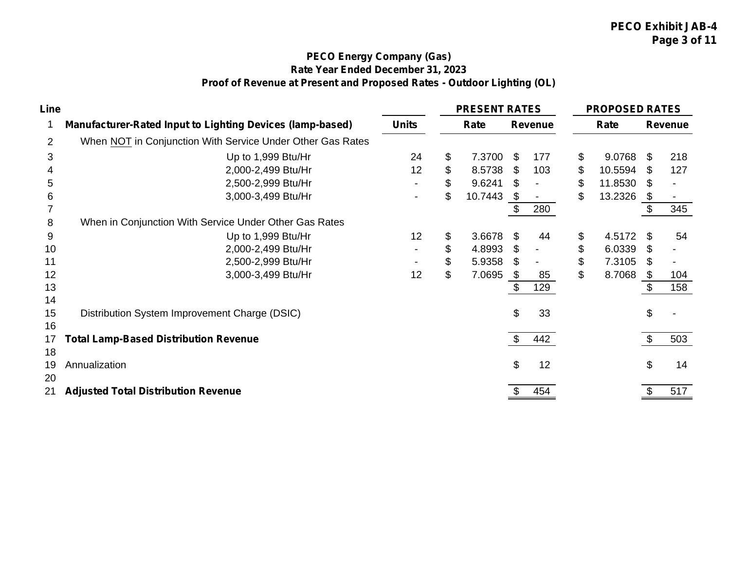**PECO Exhibit JAB-4**

## PECO Energy Company (Gas)
## Rate Year Ended December 31, 2023
## Proof of Revenue at Present and Proposed Rates - Outdoor Lighting (OL)

| Line | | | PRESENT RATES | | PROPOSED RATES | |
|---|---|---|---|---|---|---|
| 1 | **Manufacturer-Rated Input to Lighting Devices (lamp-based)** | **Units** | **Rate** | **Revenue** | **Rate** | **Revenue** |
| 2 | When NOT in Conjunction With Service Under Other Gas Rates | | | | | |
| 3 | Up to 1,999 Btu/Hr | 24 | $ 7.3700 | $ 177 | $ 9.0768 | $ 218 |
| 4 | 2,000-2,499 Btu/Hr | 12 | $ 8.5738 | $ 103 | $ 10.5594 | $ 127 |
| 5 | 2,500-2,999 Btu/Hr | - | $ 9.6241 | $ - | $ 11.8530 | $ - |
| 6 | 3,000-3,499 Btu/Hr | - | $ 10.7443 | $ - | $ 13.2326 | $ - |
| 7 | | | | $ 280 | | $ 345 |
| 8 | When in Conjunction With Service Under Other Gas Rates | | | | | |
| 9 | Up to 1,999 Btu/Hr | 12 | $ 3.6678 | $ 44 | $ 4.5172 | $ 54 |
| 10 | 2,000-2,499 Btu/Hr | - | $ 4.8993 | $ - | $ 6.0339 | $ - |
| 11 | 2,500-2,999 Btu/Hr | - | $ 5.9358 | $ - | $ 7.3105 | $ - |
| 12 | 3,000-3,499 Btu/Hr | 12 | $ 7.0695 | $ 85 | $ 8.7068 | $ 104 |
| 13 | | | | $ 129 | | $ 158 |
| 14 | | | | | | |
| 15 | Distribution System Improvement Charge (DSIC) | | | $ 33 | | $ - |
| 16 | | | | | | |
| 17 | **Total Lamp-Based Distribution Revenue** | | | $ 442 | | $ 503 |
| 18 | | | | | | |
| 19 | Annualization | | | $ 12 | | $ 14 |
| 20 | | | | | | |
| 21 | **Adjusted Total Distribution Revenue** | | | $ 454 | | $ 517 |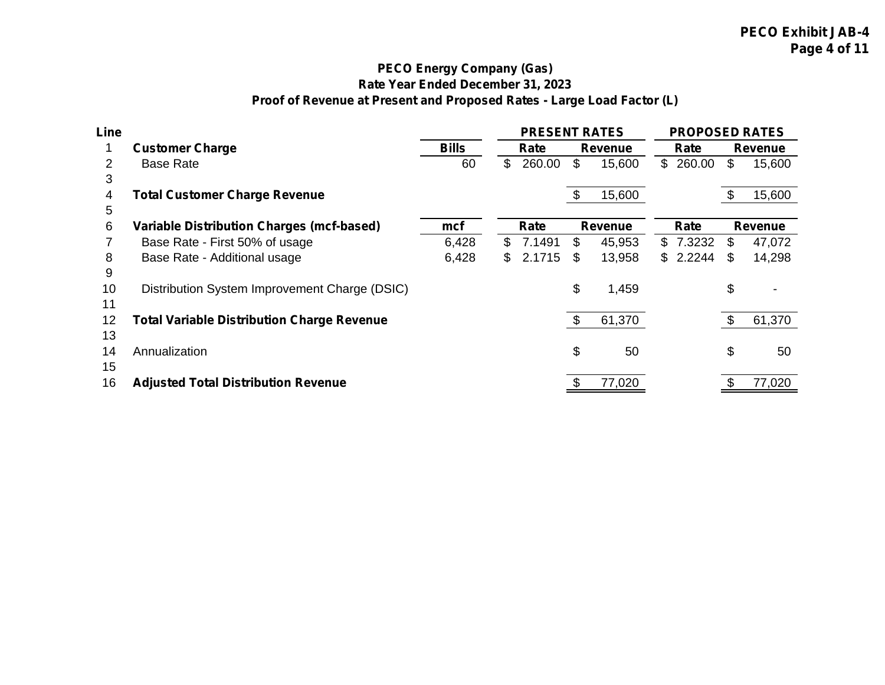**PECO Exhibit JAB-4**
**Page 4 of 11**

## PECO Energy Company (Gas)
## Rate Year Ended December 31, 2023
## Proof of Revenue at Present and Proposed Rates - Large Load Factor (L)

| Line | | | PRESENT RATES | | PROPOSED RATES | |
|---|---|---|---|---|---|---|
| 1 | **Customer Charge** | **Bills** | **Rate** | **Revenue** | **Rate** | **Revenue** |
| 2 | Base Rate | 60 | $ 260.00 | $ 15,600 | $ 260.00 | $ 15,600 |
| 3 | | | | | | |
| 4 | **Total Customer Charge Revenue** | | | $ 15,600 | | $ 15,600 |
| 5 | | | | | | |
| 6 | **Variable Distribution Charges (mcf-based)** | **mcf** | **Rate** | **Revenue** | **Rate** | **Revenue** |
| 7 | Base Rate - First 50% of usage | 6,428 | $ 7.1491 | $ 45,953 | $ 7.3232 | $ 47,072 |
| 8 | Base Rate - Additional usage | 6,428 | $ 2.1715 | $ 13,958 | $ 2.2244 | $ 14,298 |
| 9 | | | | | | |
| 10 | Distribution System Improvement Charge (DSIC) | | | $ 1,459 | | $ - |
| 11 | | | | | | |
| 12 | **Total Variable Distribution Charge Revenue** | | | $ 61,370 | | $ 61,370 |
| 13 | | | | | | |
| 14 | Annualization | | | $ 50 | | $ 50 |
| 15 | | | | | | |
| 16 | **Adjusted Total Distribution Revenue** | | | $ 77,020 | | $ 77,020 |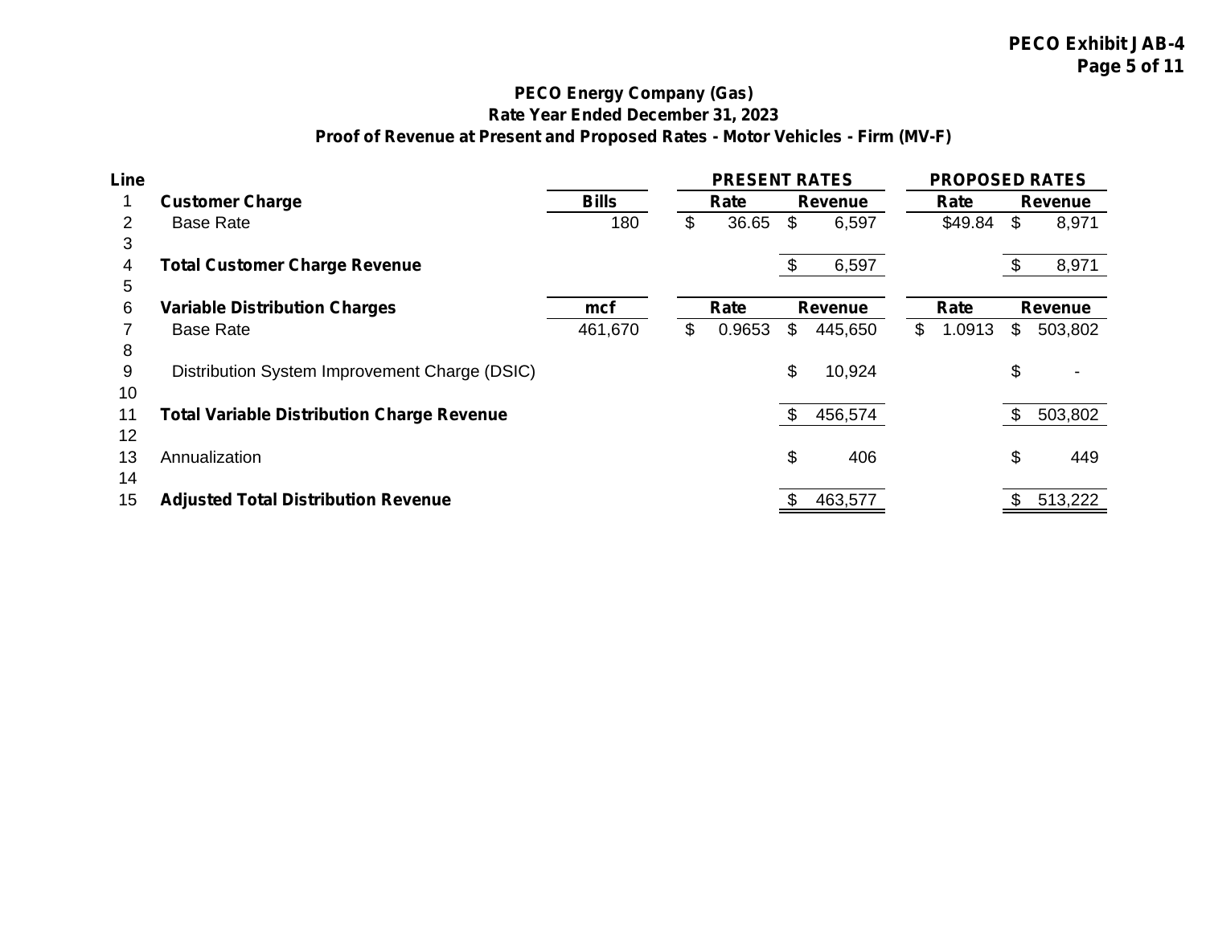**PECO Exhibit JAB-4**

# PECO Energy Company (Gas)
## Rate Year Ended December 31, 2023
### Proof of Revenue at Present and Proposed Rates - Motor Vehicles - Firm (MV-F)

| Line | | | PRESENT RATES | | PROPOSED RATES | |
|---|---|---|---|---|---|---|
| 1 | **Customer Charge** | **Bills** | **Rate** | **Revenue** | **Rate** | **Revenue** |
| 2 | Base Rate | 180 | $ 36.65 | $ 6,597 | $49.84 | $ 8,971 |
| 3 | | | | | | |
| 4 | **Total Customer Charge Revenue** | | | $ 6,597 | | $ 8,971 |
| 5 | | | | | | |
| 6 | **Variable Distribution Charges** | **mcf** | **Rate** | **Revenue** | **Rate** | **Revenue** |
| 7 | Base Rate | 461,670 | $ 0.9653 | $ 445,650 | $ 1.0913 | $ 503,802 |
| 8 | | | | | | |
| 9 | Distribution System Improvement Charge (DSIC) | | | $ 10,924 | | $ - |
| 10 | | | | | | |
| 11 | **Total Variable Distribution Charge Revenue** | | | $ 456,574 | | $ 503,802 |
| 12 | | | | | | |
| 13 | Annualization | | | $ 406 | | $ 449 |
| 14 | | | | | | |
| 15 | **Adjusted Total Distribution Revenue** | | | $ 463,577 | | $ 513,222 |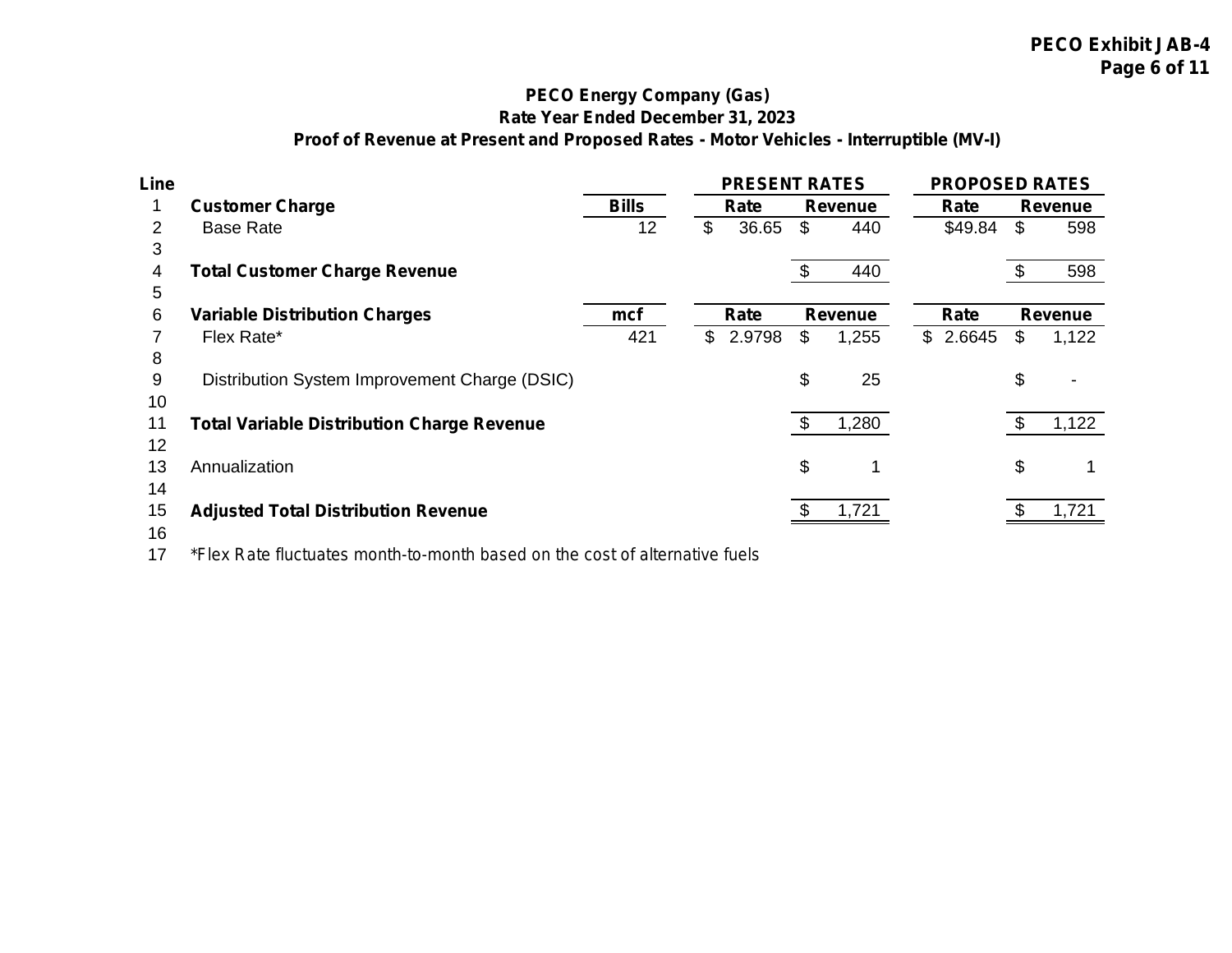PECO Exhibit JAB-4

# PECO Energy Company (Gas)

## Rate Year Ended December 31, 2023

### Proof of Revenue at Present and Proposed Rates - Motor Vehicles - Interruptible (MV-I)

| Line | | | PRESENT RATES | | PROPOSED RATES | |
|---|---|---|---|---|---|---|
| 1 | **Customer Charge** | **Bills** | **Rate** | **Revenue** | **Rate** | **Revenue** |
| 2 | Base Rate | 12 | $ 36.65 | $ 440 | $49.84 | $ 598 |
| 3 | | | | | | |
| 4 | **Total Customer Charge Revenue** | | | $ 440 | | $ 598 |
| 5 | | | | | | |
| 6 | **Variable Distribution Charges** | **mcf** | **Rate** | **Revenue** | **Rate** | **Revenue** |
| 7 | Flex Rate* | 421 | $ 2.9798 | $ 1,255 | $ 2.6645 | $ 1,122 |
| 8 | | | | | | |
| 9 | Distribution System Improvement Charge (DSIC) | | | $ 25 | | $ - |
| 10 | | | | | | |
| 11 | **Total Variable Distribution Charge Revenue** | | | $ 1,280 | | $ 1,122 |
| 12 | | | | | | |
| 13 | Annualization | | | $ 1 | | $ 1 |
| 14 | | | | | | |
| 15 | **Adjusted Total Distribution Revenue** | | | $ 1,721 | | $ 1,721 |
| 16 | | | | | | |
| 17 | *Flex Rate fluctuates month-to-month based on the cost of alternative fuels | | | | | |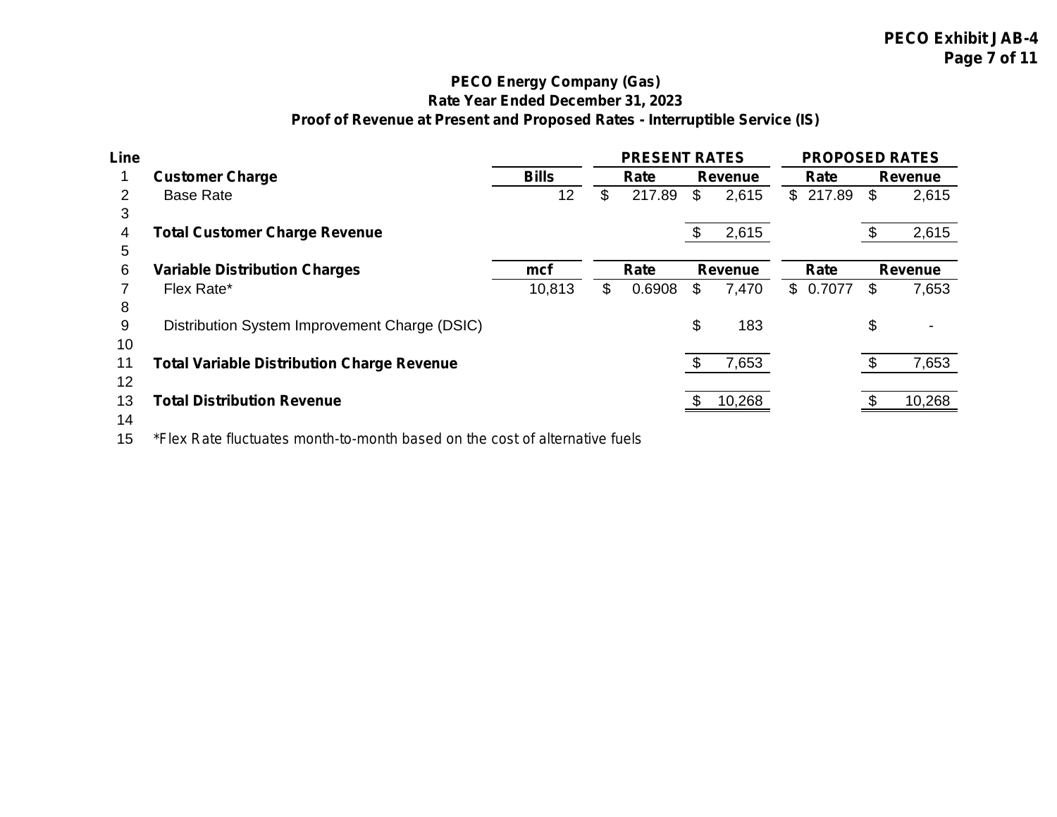**PECO Exhibit JAB-4**

**PECO Energy Company (Gas)**
**Rate Year Ended December 31, 2023**
**Proof of Revenue at Present and Proposed Rates - Interruptible Service (IS)**

| Line | | | PRESENT RATES | | PROPOSED RATES | |
|---|---|---|---|---|---|---|
| 1 | **Customer Charge** | **Bills** | **Rate** | **Revenue** | **Rate** | **Revenue** |
| 2 | Base Rate | 12 | $ 217.89 | $ 2,615 | $ 217.89 | $ 2,615 |
| 3 | | | | | | |
| 4 | **Total Customer Charge Revenue** | | | $ 2,615 | | $ 2,615 |
| 5 | | | | | | |
| 6 | **Variable Distribution Charges** | **mcf** | **Rate** | **Revenue** | **Rate** | **Revenue** |
| 7 | Flex Rate* | 10,813 | $ 0.6908 | $ 7,470 | $ 0.7077 | $ 7,653 |
| 8 | | | | | | |
| 9 | Distribution System Improvement Charge (DSIC) | | | $ 183 | | $ - |
| 10 | | | | | | |
| 11 | **Total Variable Distribution Charge Revenue** | | | $ 7,653 | | $ 7,653 |
| 12 | | | | | | |
| 13 | **Total Distribution Revenue** | | | $ 10,268 | | $ 10,268 |
| 14 | | | | | | |
| 15 | *Flex Rate fluctuates month-to-month based on the cost of alternative fuels | | | | | |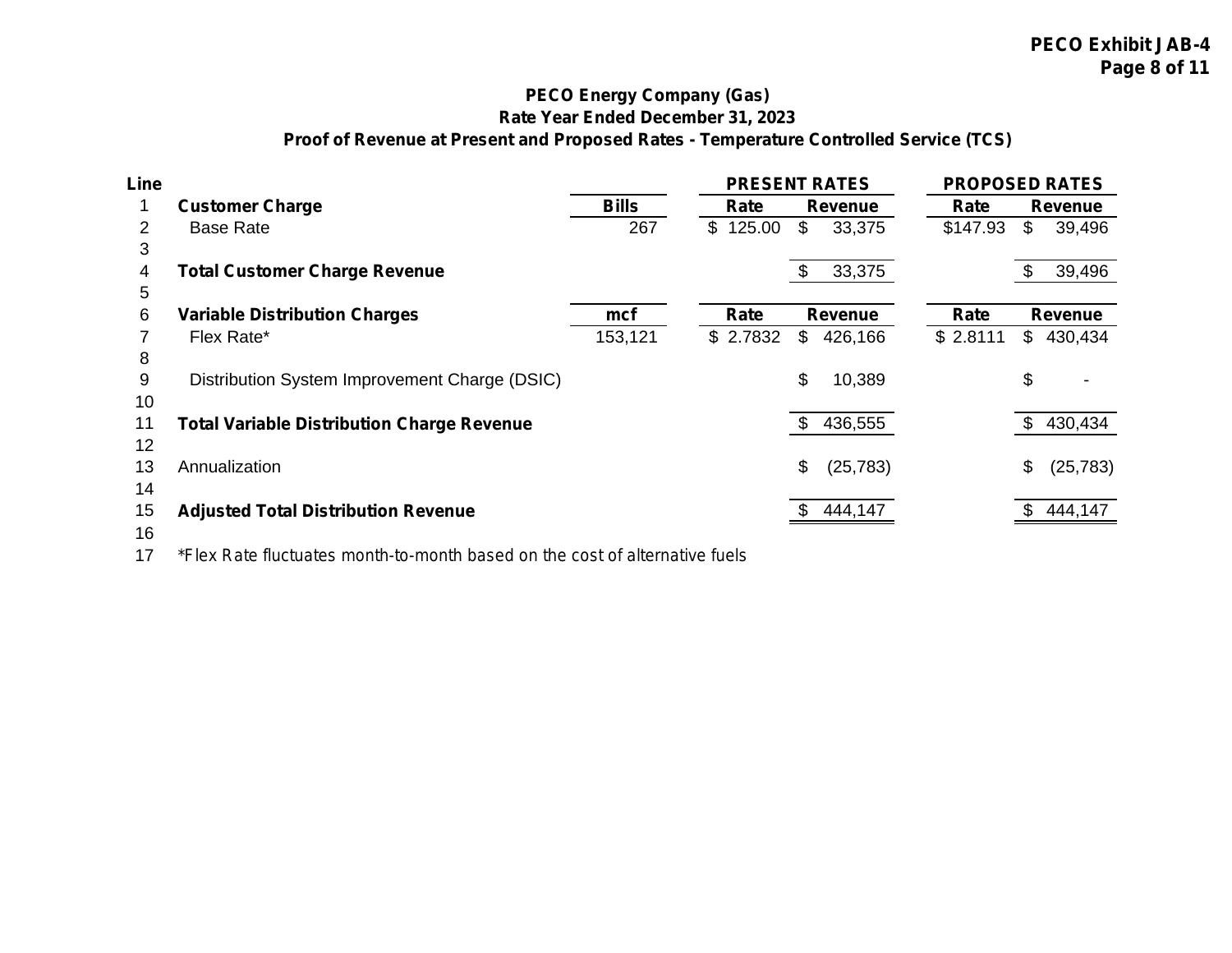**PECO Exhibit JAB-4**

## PECO Energy Company (Gas)
### Rate Year Ended December 31, 2023
### Proof of Revenue at Present and Proposed Rates - Temperature Controlled Service (TCS)

| Line | | | PRESENT RATES | | PROPOSED RATES | |
|---|---|---|---|---|---|---|
| 1 | **Customer Charge** | **Bills** | **Rate** | **Revenue** | **Rate** | **Revenue** |
| 2 | Base Rate | 267 | $ 125.00 | $ 33,375 | $147.93 | $ 39,496 |
| 3 | | | | | | |
| 4 | **Total Customer Charge Revenue** | | | $ 33,375 | | $ 39,496 |
| 5 | | | | | | |
| 6 | **Variable Distribution Charges** | **mcf** | **Rate** | **Revenue** | **Rate** | **Revenue** |
| 7 | Flex Rate* | 153,121 | $ 2.7832 | $ 426,166 | $ 2.8111 | $ 430,434 |
| 8 | | | | | | |
| 9 | Distribution System Improvement Charge (DSIC) | | | $ 10,389 | | $ - |
| 10 | | | | | | |
| 11 | **Total Variable Distribution Charge Revenue** | | | $ 436,555 | | $ 430,434 |
| 12 | | | | | | |
| 13 | Annualization | | | $ (25,783) | | $ (25,783) |
| 14 | | | | | | |
| 15 | **Adjusted Total Distribution Revenue** | | | $ 444,147 | | $ 444,147 |
| 16 | | | | | | |
| 17 | *Flex Rate fluctuates month-to-month based on the cost of alternative fuels | | | | | |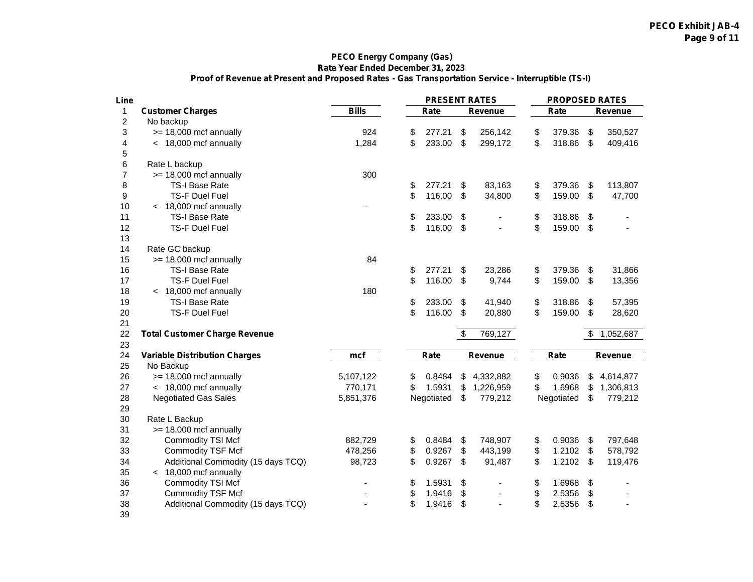**PECO Exhibit JAB-4**

### PECO Energy Company (Gas)
### Rate Year Ended December 31, 2023
### Proof of Revenue at Present and Proposed Rates - Gas Transportation Service - Interruptible (TS-I)

| Line | | | PRESENT RATES | | PROPOSED RATES | |
|---|---|---|---|---|---|---|
| 1 | **Customer Charges** | **Bills** | **Rate** | **Revenue** | **Rate** | **Revenue** |
| 2 | No backup | | | | | |
| 3 | >= 18,000 mcf annually | 924 | $ 277.21 | $ 256,142 | $ 379.36 | $ 350,527 |
| 4 | < 18,000 mcf annually | 1,284 | $ 233.00 | $ 299,172 | $ 318.86 | $ 409,416 |
| 5 | | | | | | |
| 6 | Rate L backup | | | | | |
| 7 | >= 18,000 mcf annually | 300 | | | | |
| 8 | TS-I Base Rate | | $ 277.21 | $ 83,163 | $ 379.36 | $ 113,807 |
| 9 | TS-F Duel Fuel | | $ 116.00 | $ 34,800 | $ 159.00 | $ 47,700 |
| 10 | < 18,000 mcf annually | - | | | | |
| 11 | TS-I Base Rate | | $ 233.00 | $ - | $ 318.86 | $ - |
| 12 | TS-F Duel Fuel | | $ 116.00 | $ - | $ 159.00 | $ - |
| 13 | | | | | | |
| 14 | Rate GC backup | | | | | |
| 15 | >= 18,000 mcf annually | 84 | | | | |
| 16 | TS-I Base Rate | | $ 277.21 | $ 23,286 | $ 379.36 | $ 31,866 |
| 17 | TS-F Duel Fuel | | $ 116.00 | $ 9,744 | $ 159.00 | $ 13,356 |
| 18 | < 18,000 mcf annually | 180 | | | | |
| 19 | TS-I Base Rate | | $ 233.00 | $ 41,940 | $ 318.86 | $ 57,395 |
| 20 | TS-F Duel Fuel | | $ 116.00 | $ 20,880 | $ 159.00 | $ 28,620 |
| 21 | | | | | | |
| 22 | **Total Customer Charge Revenue** | | | $ 769,127 | | $ 1,052,687 |
| 23 | | | | | | |
| 24 | **Variable Distribution Charges** | **mcf** | **Rate** | **Revenue** | **Rate** | **Revenue** |
| 25 | No Backup | | | | | |
| 26 | >= 18,000 mcf annually | 5,107,122 | $ 0.8484 | $ 4,332,882 | $ 0.9036 | $ 4,614,877 |
| 27 | < 18,000 mcf annually | 770,171 | $ 1.5931 | $ 1,226,959 | $ 1.6968 | $ 1,306,813 |
| 28 | Negotiated Gas Sales | 5,851,376 | Negotiated | $ 779,212 | Negotiated | $ 779,212 |
| 29 | | | | | | |
| 30 | Rate L Backup | | | | | |
| 31 | >= 18,000 mcf annually | | | | | |
| 32 | Commodity TSI Mcf | 882,729 | $ 0.8484 | $ 748,907 | $ 0.9036 | $ 797,648 |
| 33 | Commodity TSF Mcf | 478,256 | $ 0.9267 | $ 443,199 | $ 1.2102 | $ 578,792 |
| 34 | Additional Commodity (15 days TCQ) | 98,723 | $ 0.9267 | $ 91,487 | $ 1.2102 | $ 119,476 |
| 35 | < 18,000 mcf annually | | | | | |
| 36 | Commodity TSI Mcf | - | $ 1.5931 | $ - | $ 1.6968 | $ - |
| 37 | Commodity TSF Mcf | - | $ 1.9416 | $ - | $ 2.5356 | $ - |
| 38 | Additional Commodity (15 days TCQ) | - | $ 1.9416 | $ - | $ 2.5356 | $ - |
| 39 | | | | | | |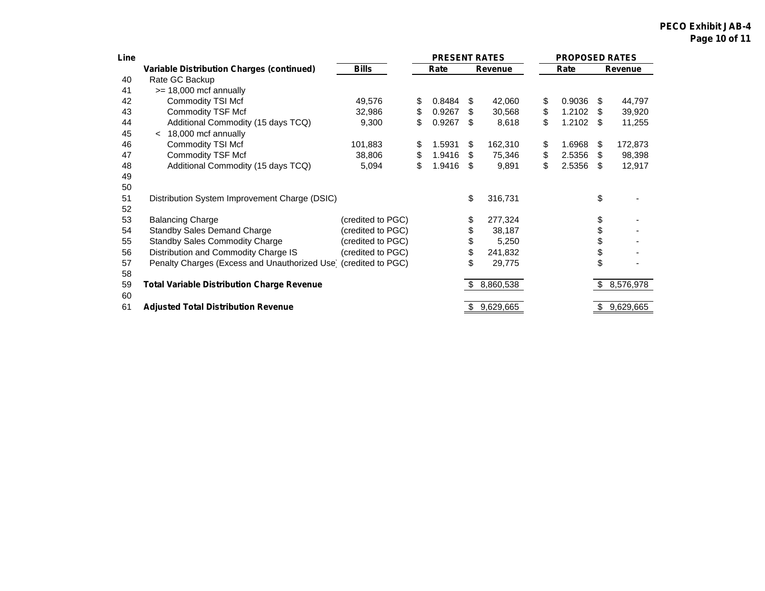**PECO Exhibit JAB-4**

| Line | Variable Distribution Charges (continued) | Bills | PRESENT RATES Rate | PRESENT RATES Revenue | PROPOSED RATES Rate | PROPOSED RATES Revenue |
|---|---|---|---|---|---|---|
| 40 | Rate GC Backup | | | | | |
| 41 | >= 18,000 mcf annually | | | | | |
| 42 | Commodity TSI Mcf | 49,576 | $ 0.8484 | $ 42,060 | $ 0.9036 | $ 44,797 |
| 43 | Commodity TSF Mcf | 32,986 | $ 0.9267 | $ 30,568 | $ 1.2102 | $ 39,920 |
| 44 | Additional Commodity (15 days TCQ) | 9,300 | $ 0.9267 | $ 8,618 | $ 1.2102 | $ 11,255 |
| 45 | < 18,000 mcf annually | | | | | |
| 46 | Commodity TSI Mcf | 101,883 | $ 1.5931 | $ 162,310 | $ 1.6968 | $ 172,873 |
| 47 | Commodity TSF Mcf | 38,806 | $ 1.9416 | $ 75,346 | $ 2.5356 | $ 98,398 |
| 48 | Additional Commodity (15 days TCQ) | 5,094 | $ 1.9416 | $ 9,891 | $ 2.5356 | $ 12,917 |
| 49 | | | | | | |
| 50 | | | | | | |
| 51 | Distribution System Improvement Charge (DSIC) | | | $ 316,731 | | $ - |
| 52 | | | | | | |
| 53 | Balancing Charge | (credited to PGC) | | $ 277,324 | | $ - |
| 54 | Standby Sales Demand Charge | (credited to PGC) | | $ 38,187 | | $ - |
| 55 | Standby Sales Commodity Charge | (credited to PGC) | | $ 5,250 | | $ - |
| 56 | Distribution and Commodity Charge IS | (credited to PGC) | | $ 241,832 | | $ - |
| 57 | Penalty Charges (Excess and Unauthorized Use) | (credited to PGC) | | $ 29,775 | | $ - |
| 58 | | | | | | |
| 59 | **Total Variable Distribution Charge Revenue** | | | $ 8,860,538 | | $ 8,576,978 |
| 60 | | | | | | |
| 61 | **Adjusted Total Distribution Revenue** | | | $ 9,629,665 | | $ 9,629,665 |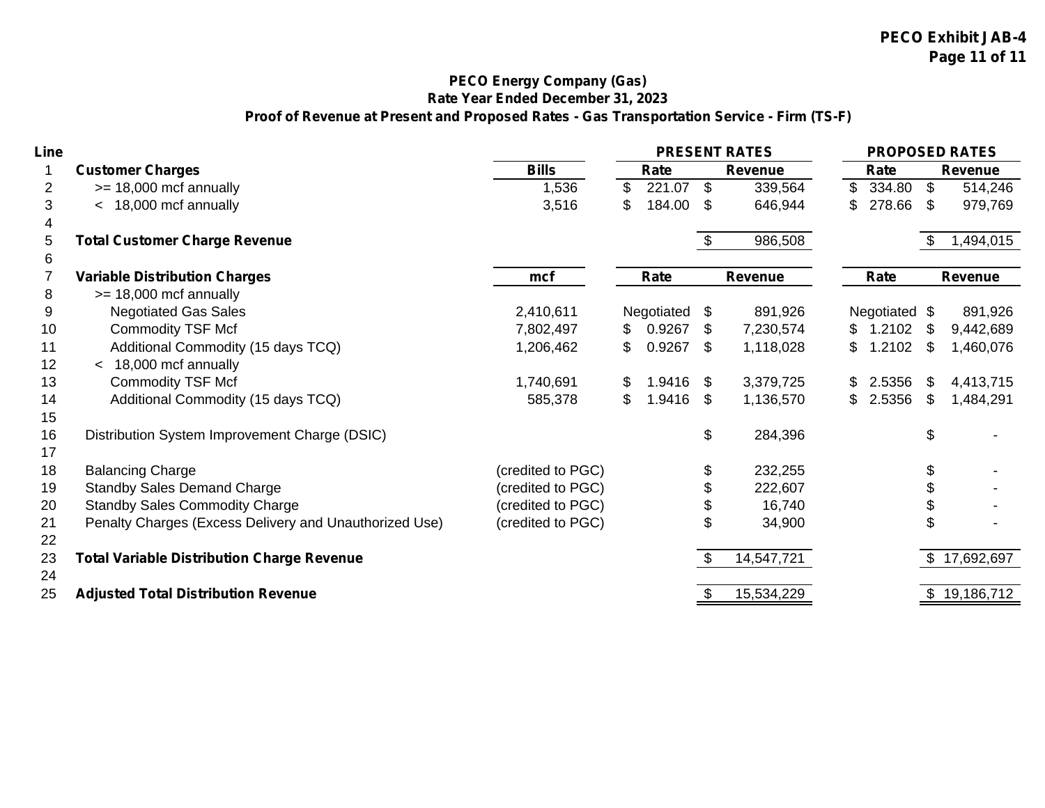PECO Exhibit JAB-4

**PECO Energy Company (Gas)**
**Rate Year Ended December 31, 2023**
**Proof of Revenue at Present and Proposed Rates - Gas Transportation Service - Firm (TS-F)**

| Line | | | PRESENT RATES | | PROPOSED RATES | |
|---|---|---|---|---|---|---|
| 1 | **Customer Charges** | **Bills** | **Rate** | **Revenue** | **Rate** | **Revenue** |
| 2 | >= 18,000 mcf annually | 1,536 | $ 221.07 | $ 339,564 | $ 334.80 | $ 514,246 |
| 3 | < 18,000 mcf annually | 3,516 | $ 184.00 | $ 646,944 | $ 278.66 | $ 979,769 |
| 4 | | | | | | |
| 5 | **Total Customer Charge Revenue** | | | $ 986,508 | | $ 1,494,015 |
| 6 | | | | | | |
| 7 | **Variable Distribution Charges** | **mcf** | **Rate** | **Revenue** | **Rate** | **Revenue** |
| 8 | >= 18,000 mcf annually | | | | | |
| 9 | Negotiated Gas Sales | 2,410,611 | Negotiated | $ 891,926 | Negotiated | $ 891,926 |
| 10 | Commodity TSF Mcf | 7,802,497 | $ 0.9267 | $ 7,230,574 | $ 1.2102 | $ 9,442,689 |
| 11 | Additional Commodity (15 days TCQ) | 1,206,462 | $ 0.9267 | $ 1,118,028 | $ 1.2102 | $ 1,460,076 |
| 12 | < 18,000 mcf annually | | | | | |
| 13 | Commodity TSF Mcf | 1,740,691 | $ 1.9416 | $ 3,379,725 | $ 2.5356 | $ 4,413,715 |
| 14 | Additional Commodity (15 days TCQ) | 585,378 | $ 1.9416 | $ 1,136,570 | $ 2.5356 | $ 1,484,291 |
| 15 | | | | | | |
| 16 | Distribution System Improvement Charge (DSIC) | | | $ 284,396 | | $ - |
| 17 | | | | | | |
| 18 | Balancing Charge | (credited to PGC) | | $ 232,255 | | $ - |
| 19 | Standby Sales Demand Charge | (credited to PGC) | | $ 222,607 | | $ - |
| 20 | Standby Sales Commodity Charge | (credited to PGC) | | $ 16,740 | | $ - |
| 21 | Penalty Charges (Excess Delivery and Unauthorized Use) | (credited to PGC) | | $ 34,900 | | $ - |
| 22 | | | | | | |
| 23 | **Total Variable Distribution Charge Revenue** | | | $ 14,547,721 | | $ 17,692,697 |
| 24 | | | | | | |
| 25 | **Adjusted Total Distribution Revenue** | | | $ 15,534,229 | | $ 19,186,712 |